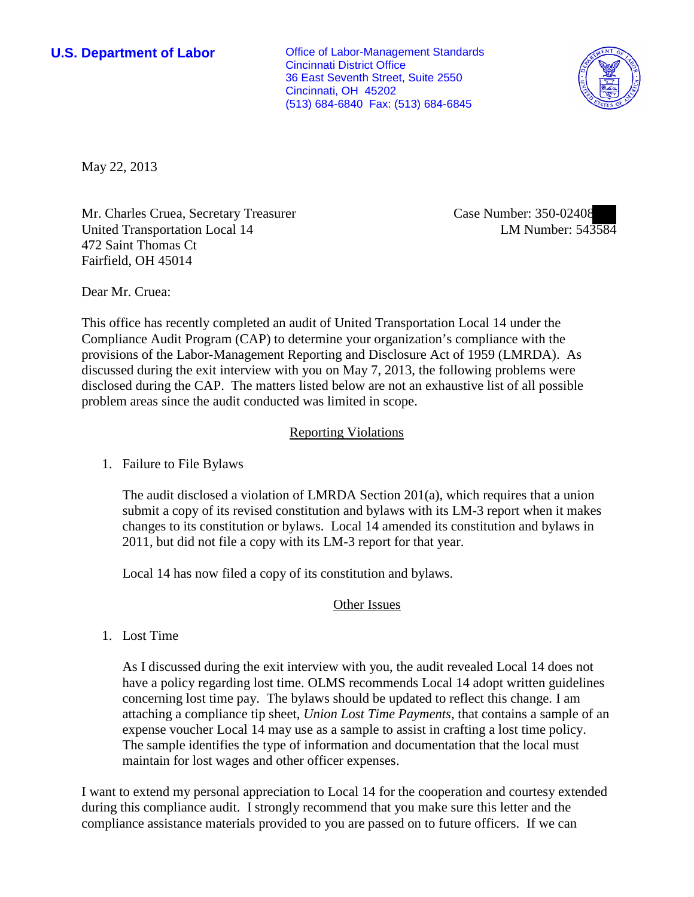**U.S. Department of Labor**

Office of Labor-Management Standards
Cincinnati District Office
36 East Seventh Street, Suite 2550
Cincinnati, OH 45202
(513) 684-6840 Fax: (513) 684-6845

May 22, 2013

Mr. Charles Cruea, Secretary Treasurer
United Transportation Local 14
472 Saint Thomas Ct
Fairfield, OH 45014

Case Number: 350-02408
LM Number: 543584

Dear Mr. Cruea:

This office has recently completed an audit of United Transportation Local 14 under the Compliance Audit Program (CAP) to determine your organization's compliance with the provisions of the Labor-Management Reporting and Disclosure Act of 1959 (LMRDA). As discussed during the exit interview with you on May 7, 2013, the following problems were disclosed during the CAP. The matters listed below are not an exhaustive list of all possible problem areas since the audit conducted was limited in scope.

## Reporting Violations

1. Failure to File Bylaws

   The audit disclosed a violation of LMRDA Section 201(a), which requires that a union submit a copy of its revised constitution and bylaws with its LM-3 report when it makes changes to its constitution or bylaws. Local 14 amended its constitution and bylaws in 2011, but did not file a copy with its LM-3 report for that year.

   Local 14 has now filed a copy of its constitution and bylaws.

## Other Issues

1. Lost Time

   As I discussed during the exit interview with you, the audit revealed Local 14 does not have a policy regarding lost time. OLMS recommends Local 14 adopt written guidelines concerning lost time pay. The bylaws should be updated to reflect this change. I am attaching a compliance tip sheet, *Union Lost Time Payments*, that contains a sample of an expense voucher Local 14 may use as a sample to assist in crafting a lost time policy. The sample identifies the type of information and documentation that the local must maintain for lost wages and other officer expenses.

I want to extend my personal appreciation to Local 14 for the cooperation and courtesy extended during this compliance audit. I strongly recommend that you make sure this letter and the compliance assistance materials provided to you are passed on to future officers. If we can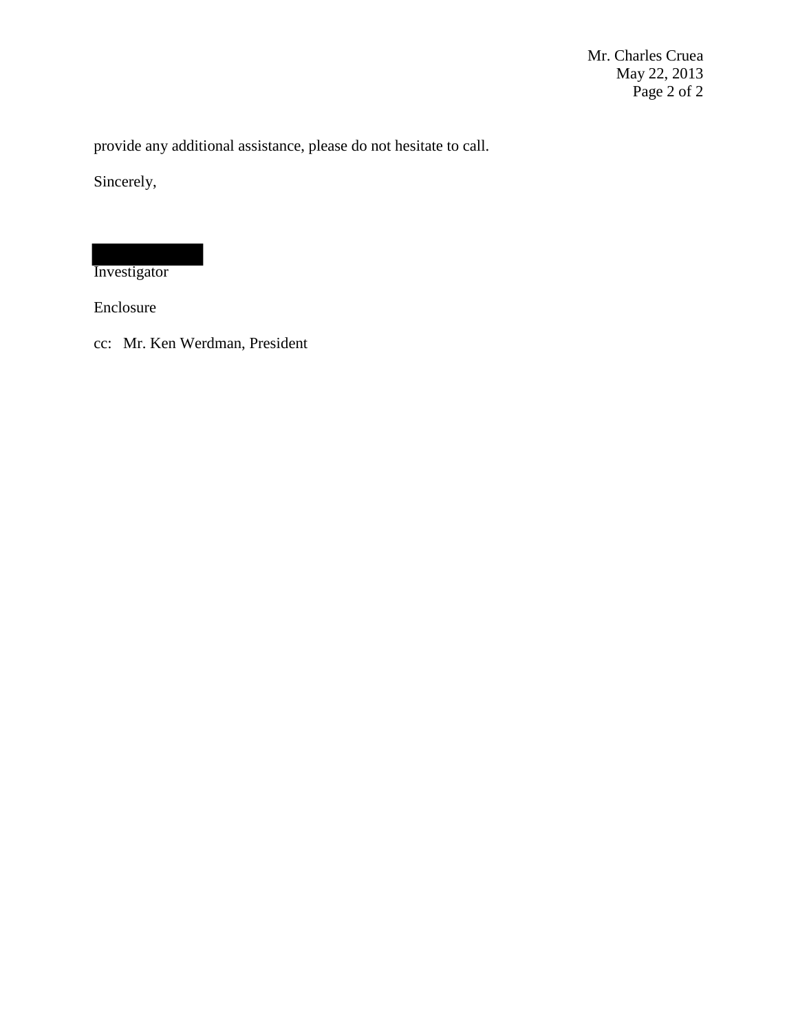provide any additional assistance, please do not hesitate to call.

Sincerely,

Investigator

Enclosure

cc: Mr. Ken Werdman, President